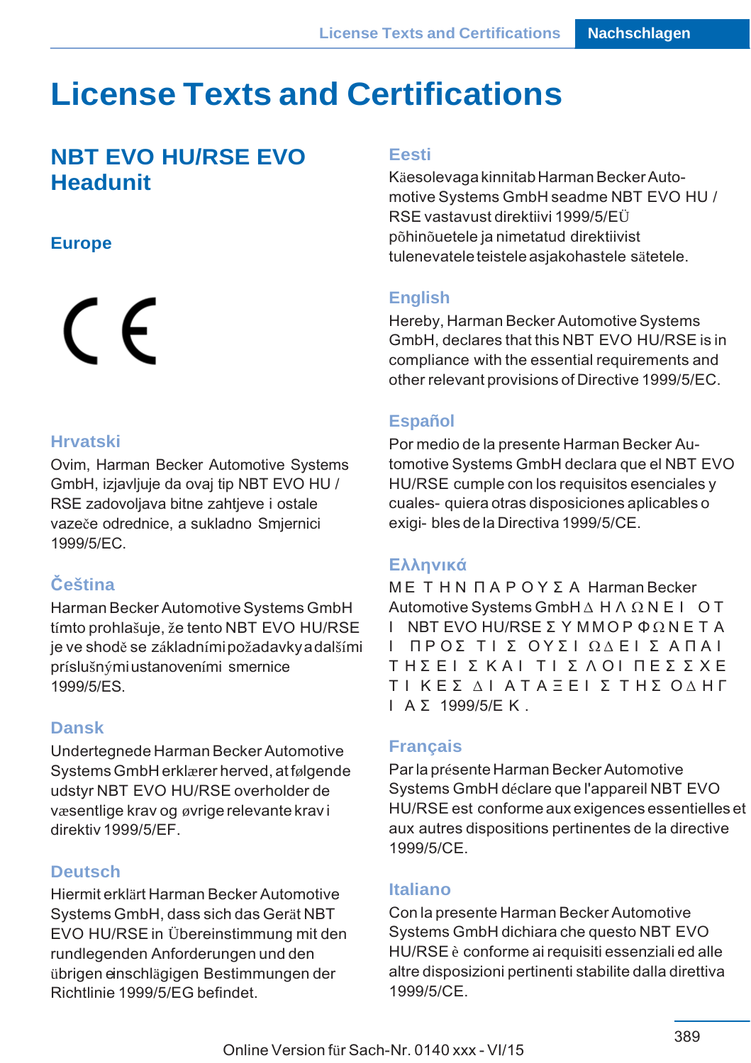# License Texts and Certifications

## NBT EVO HU/RSE EVO Headunit

### Europe

CE

#### Hrvatski

Ovim, Harman Becker Automotive Systems GmbH, izjavljuje da ovaj tip NBT EVO HU / RSE zadovoljava bitne zahtjeve i ostale vazeče odrednice, a sukladno Smjernici 1999/5/EC.

#### Čeština

Harman Becker Automotive Systems GmbH tímto prohlašuje, že tento NBT EVO HU/RSE je ve shodě se základními požadavky a dalšími příslušnými ustanoveními smernice 1999/5/ES.

#### Dansk

Undertegnede Harman Becker Automotive Systems GmbH erklærer herved, at følgende udstyr NBT EVO HU/RSE overholder de væsentlige krav og øvrige relevante krav i direktiv 1999/5/EF.

#### Deutsch

Hiermit erklärt Harman Becker Automotive Systems GmbH, dass sich das Gerät NBT EVO HU/RSE in Übereinstimmung mit den rundlegenden Anforderungen und den übrigen einschlägigen Bestimmungen der Richtlinie 1999/5/EG befindet.

#### Eesti

Käesolevaga kinnitab Harman Becker Automotive Systems GmbH seadme NBT EVO HU / RSE vastavust direktiivi 1999/5/EÜ põhinõuetele ja nimetatud direktiivist tulenevatele teistele asjakohastele sätetele.

#### English

Hereby, Harman Becker Automotive Systems GmbH, declares that this NBT EVO HU/RSE is in compliance with the essential requirements and other relevant provisions of Directive 1999/5/EC.

#### Español

Por medio de la presente Harman Becker Automotive Systems GmbH declara que el NBT EVO HU/RSE cumple con los requisitos esenciales y cuales- quiera otras disposiciones aplicables o exigi- bles de la Directiva 1999/5/CE.

#### Ελληνικά

ΜΕ ΤΗΝ ΠΑΡΟΥΣΑ Harman Becker Automotive Systems GmbH ΔΗΛΩΝΕΙ ΟΤΙ NBT EVO HU/RSE ΣΥΜΜΟΡΦΩΝΕΤΑΙ ΠΡΟΣ ΤΙΣ ΟΥΣΙΩΔΕΙΣ ΑΠΑΙΤΗΣΕΙΣ ΚΑΙ ΤΙΣ ΛΟΙΠΕΣ ΣΧΕΤΙΚΕΣ ΔΙΑΤΑΞΕΙΣ ΤΗΣ ΟΔΗΓΙΑΣ 1999/5/ΕΚ.

#### Français

Par la présente Harman Becker Automotive Systems GmbH déclare que l'appareil NBT EVO HU/RSE est conforme aux exigences essentielles et aux autres dispositions pertinentes de la directive 1999/5/CE.

#### Italiano

Con la presente Harman Becker Automotive Systems GmbH dichiara che questo NBT EVO HU/RSE è conforme ai requisiti essenziali ed alle altre disposizioni pertinenti stabilite dalla direttiva 1999/5/CE.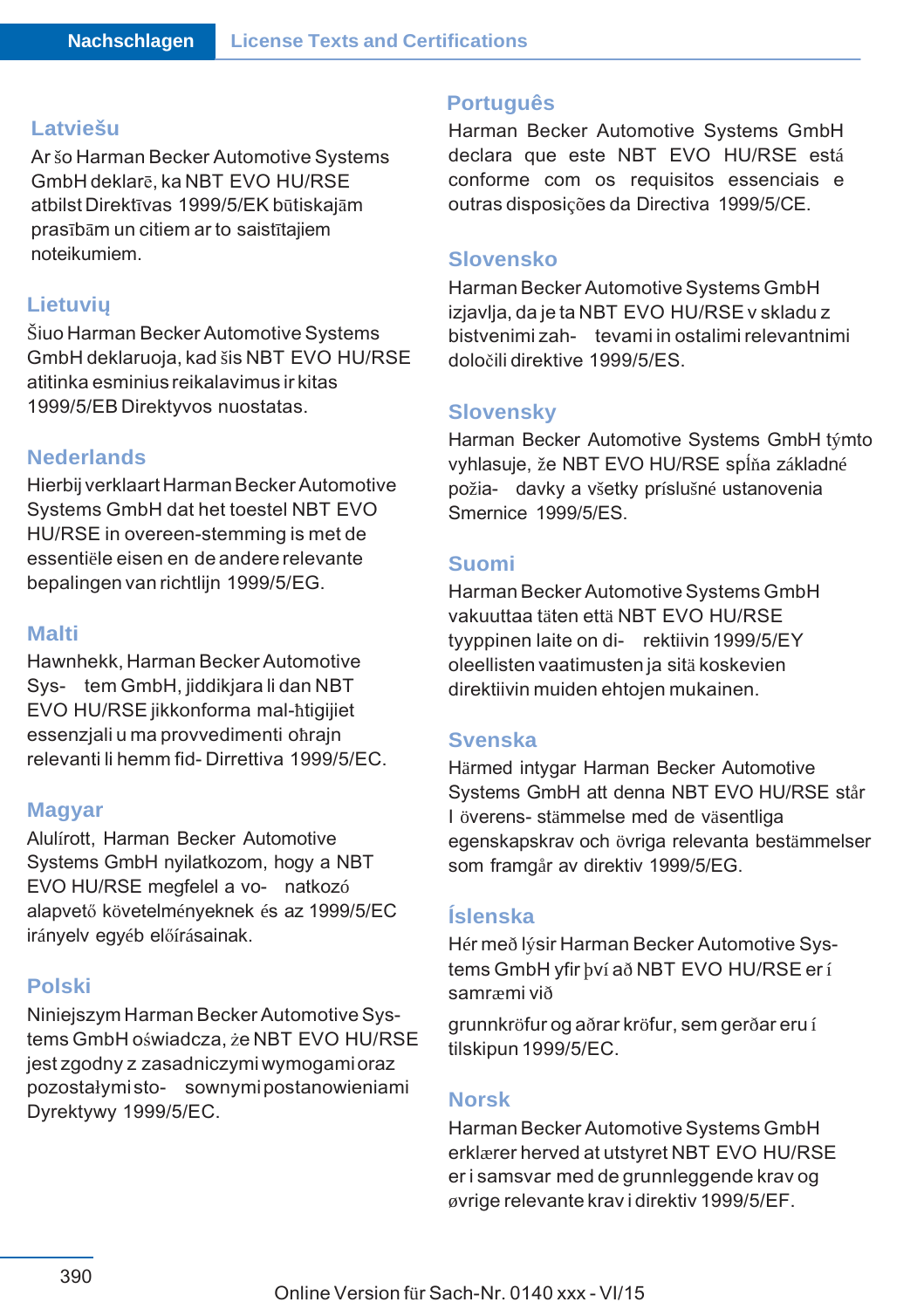## Latviešu

Ar šo Harman Becker Automotive Systems GmbH deklarē, ka NBT EVO HU/RSE atbilst Direktīvas 1999/5/EK būtiskajām prasībām un citiem ar to saistītajiem noteikumiem.

## Lietuvių

Šiuo Harman Becker Automotive Systems GmbH deklaruoja, kad šis NBT EVO HU/RSE atitinka esminius reikalavimus ir kitas 1999/5/EB Direktyvos nuostatas.

## Nederlands

Hierbij verklaart Harman Becker Automotive Systems GmbH dat het toestel NBT EVO HU/RSE in overeen-stemming is met de essentiële eisen en de andere relevante bepalingen van richtlijn 1999/5/EG.

## Malti

Hawnhekk, Harman Becker Automotive Sys- tem GmbH, jiddikjara li dan NBT EVO HU/RSE jikkonforma mal-ħtigijiet essenzjali u ma provvedimenti oħrajn relevanti li hemm fid- Dirrettiva 1999/5/EC.

## Magyar

Alulírott, Harman Becker Automotive Systems GmbH nyilatkozom, hogy a NBT EVO HU/RSE megfelel a vo- natkozó alapvető követelményeknek és az 1999/5/EC irányelv egyéb előírásainak.

## Polski

Niniejszym Harman Becker Automotive Sys- tems GmbH oświadcza, że NBT EVO HU/RSE jest zgodny z zasadniczymi wymogami oraz pozostałymi sto- sownymi postanowieniami Dyrektywy 1999/5/EC.

## Português

Harman Becker Automotive Systems GmbH declara que este NBT EVO HU/RSE está conforme com os requisitos essenciais e outras disposições da Directiva 1999/5/CE.

## Slovensko

Harman Becker Automotive Systems GmbH izjavlja, da je ta NBT EVO HU/RSE v skladu z bistvenimi zah- tevami in ostalimi relevantnimi določili direktive 1999/5/ES.

## Slovensky

Harman Becker Automotive Systems GmbH týmto vyhlasuje, že NBT EVO HU/RSE spĺňa základné požia- davky a všetky príslušné ustanovenia Smernice 1999/5/ES.

## Suomi

Harman Becker Automotive Systems GmbH vakuuttaa täten että NBT EVO HU/RSE tyyppinen laite on di- rektiivin 1999/5/EY oleellisten vaatimusten ja sitä koskevien direktiivin muiden ehtojen mukainen.

## Svenska

Härmed intygar Harman Becker Automotive Systems GmbH att denna NBT EVO HU/RSE står I överens- stämmelse med de väsentliga egenskapskrav och övriga relevanta bestämmelser som framgår av direktiv 1999/5/EG.

## Íslenska

Hér með lýsir Harman Becker Automotive Sys- tems GmbH yfir því að NBT EVO HU/RSE er í samræmi við

grunnkröfur og aðrar kröfur, sem gerðar eru í tilskipun 1999/5/EC.

## Norsk

Harman Becker Automotive Systems GmbH erklærer herved at utstyret NBT EVO HU/RSE er i samsvar med de grunnleggende krav og øvrige relevante krav i direktiv 1999/5/EF.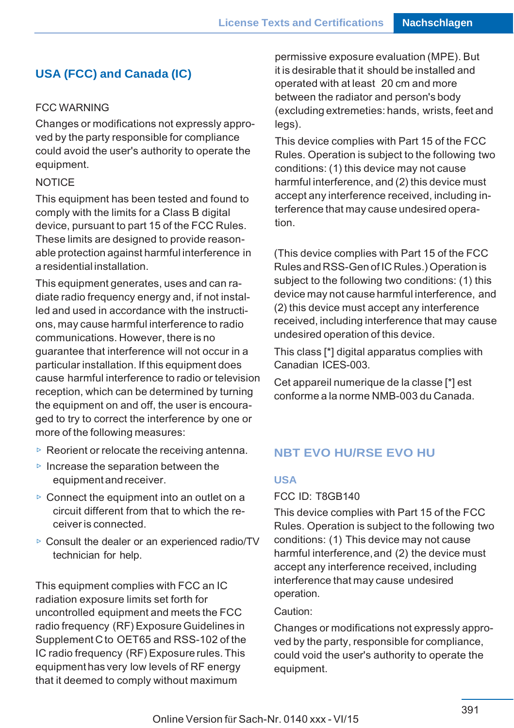## USA (FCC) and Canada (IC)

FCC WARNING

Changes or modifications not expressly approved by the party responsible for compliance could avoid the user's authority to operate the equipment.

NOTICE

This equipment has been tested and found to comply with the limits for a Class B digital device, pursuant to part 15 of the FCC Rules. These limits are designed to provide reasonable protection against harmful interference in a residential installation.

This equipment generates, uses and can radiate radio frequency energy and, if not installed and used in accordance with the instructions, may cause harmful interference to radio communications. However, there is no guarantee that interference will not occur in a particular installation. If this equipment does cause harmful interference to radio or television reception, which can be determined by turning the equipment on and off, the user is encouraged to try to correct the interference by one or more of the following measures:

- Reorient or relocate the receiving antenna.
- Increase the separation between the equipment and receiver.
- Connect the equipment into an outlet on a circuit different from that to which the receiver is connected.
- Consult the dealer or an experienced radio/TV technician for help.

This equipment complies with FCC an IC radiation exposure limits set forth for uncontrolled equipment and meets the FCC radio frequency (RF) Exposure Guidelines in Supplement C to OET65 and RSS-102 of the IC radio frequency (RF) Exposure rules. This equipment has very low levels of RF energy that it deemed to comply without maximum permissive exposure evaluation (MPE). But it is desirable that it should be installed and operated with at least 20 cm and more between the radiator and person's body (excluding extremeties: hands, wrists, feet and legs).

This device complies with Part 15 of the FCC Rules. Operation is subject to the following two conditions: (1) this device may not cause harmful interference, and (2) this device must accept any interference received, including interference that may cause undesired operation.

(This device complies with Part 15 of the FCC Rules and RSS-Gen of IC Rules.) Operation is subject to the following two conditions: (1) this device may not cause harmful interference, and (2) this device must accept any interference received, including interference that may cause undesired operation of this device.

This class [*] digital apparatus complies with Canadian ICES-003.

Cet appareil numerique de la classe [*] est conforme a la norme NMB-003 du Canada.

## NBT EVO HU/RSE EVO HU

### USA

FCC ID: T8GB140

This device complies with Part 15 of the FCC Rules. Operation is subject to the following two conditions: (1) This device may not cause harmful interference, and (2) the device must accept any interference received, including interference that may cause undesired operation.

Caution:

Changes or modifications not expressly approved by the party, responsible for compliance, could void the user's authority to operate the equipment.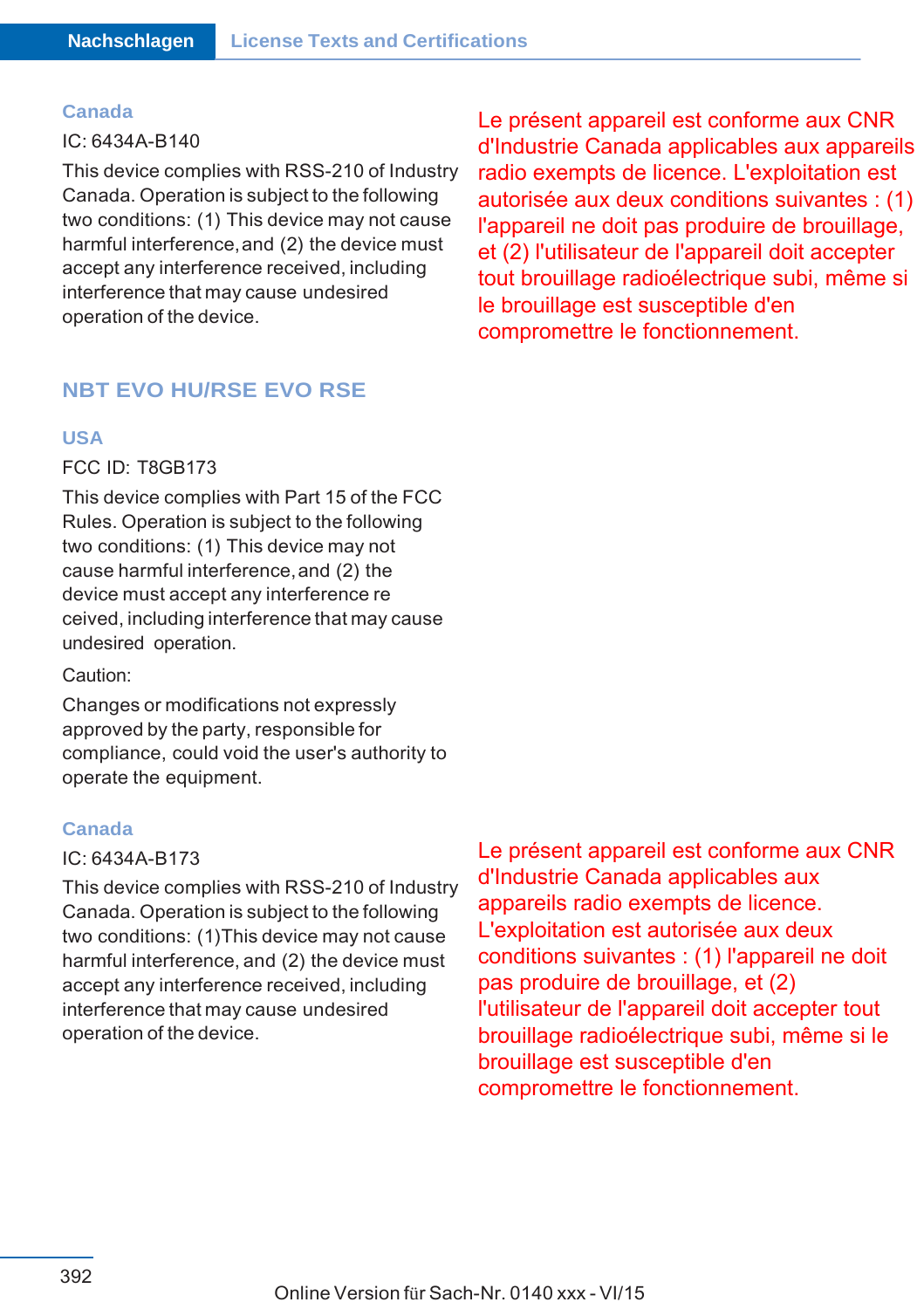### Canada

IC: 6434A-B140

This device complies with RSS-210 of Industry Canada. Operation is subject to the following two conditions: (1) This device may not cause harmful interference, and (2) the device must accept any interference received, including interference that may cause undesired operation of the device.

Le présent appareil est conforme aux CNR d'Industrie Canada applicables aux appareils radio exempts de licence. L'exploitation est autorisée aux deux conditions suivantes : (1) l'appareil ne doit pas produire de brouillage, et (2) l'utilisateur de l'appareil doit accepter tout brouillage radioélectrique subi, même si le brouillage est susceptible d'en compromettre le fonctionnement.

## NBT EVO HU/RSE EVO RSE

### USA

FCC ID: T8GB173

This device complies with Part 15 of the FCC Rules. Operation is subject to the following two conditions: (1) This device may not cause harmful interference, and (2) the device must accept any interference re ceived, including interference that may cause undesired operation.

Caution:

Changes or modifications not expressly approved by the party, responsible for compliance, could void the user's authority to operate the equipment.

### Canada

IC: 6434A-B173

This device complies with RSS-210 of Industry Canada. Operation is subject to the following two conditions: (1)This device may not cause harmful interference, and (2) the device must accept any interference received, including interference that may cause undesired operation of the device.

Le présent appareil est conforme aux CNR d'Industrie Canada applicables aux appareils radio exempts de licence. L'exploitation est autorisée aux deux conditions suivantes : (1) l'appareil ne doit pas produire de brouillage, et (2) l'utilisateur de l'appareil doit accepter tout brouillage radioélectrique subi, même si le brouillage est susceptible d'en compromettre le fonctionnement.